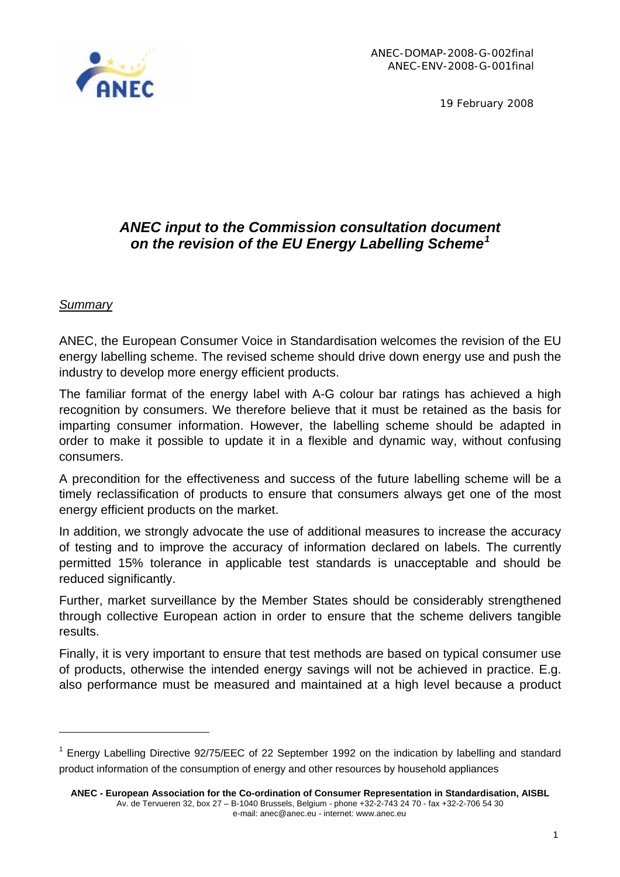ANEC-DOMAP-2008-G-002final
ANEC-ENV-2008-G-001final

19 February 2008

# *ANEC input to the Commission consultation document on the revision of the EU Energy Labelling Scheme*[1]

## *Summary*

ANEC, the European Consumer Voice in Standardisation welcomes the revision of the EU energy labelling scheme. The revised scheme should drive down energy use and push the industry to develop more energy efficient products.

The familiar format of the energy label with A-G colour bar ratings has achieved a high recognition by consumers. We therefore believe that it must be retained as the basis for imparting consumer information. However, the labelling scheme should be adapted in order to make it possible to update it in a flexible and dynamic way, without confusing consumers.

A precondition for the effectiveness and success of the future labelling scheme will be a timely reclassification of products to ensure that consumers always get one of the most energy efficient products on the market.

In addition, we strongly advocate the use of additional measures to increase the accuracy of testing and to improve the accuracy of information declared on labels. The currently permitted 15% tolerance in applicable test standards is unacceptable and should be reduced significantly.

Further, market surveillance by the Member States should be considerably strengthened through collective European action in order to ensure that the scheme delivers tangible results.

Finally, it is very important to ensure that test methods are based on typical consumer use of products, otherwise the intended energy savings will not be achieved in practice. E.g. also performance must be measured and maintained at a high level because a product

---

[1] Energy Labelling Directive 92/75/EEC of 22 September 1992 on the indication by labelling and standard product information of the consumption of energy and other resources by household appliances

**ANEC - European Association for the Co-ordination of Consumer Representation in Standardisation, AISBL**
Av. de Tervueren 32, box 27 – B-1040 Brussels, Belgium - phone +32-2-743 24 70 - fax +32-2-706 54 30
e-mail: anec@anec.eu - internet: www.anec.eu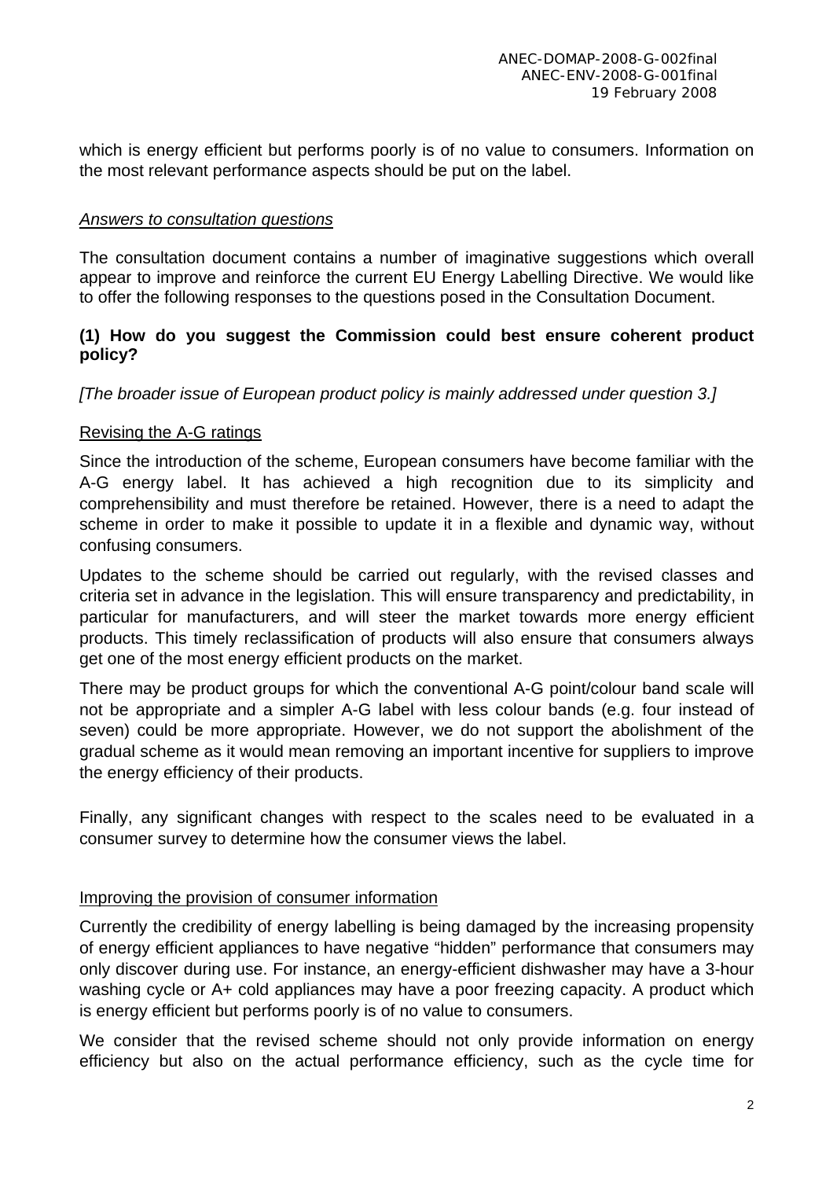which is energy efficient but performs poorly is of no value to consumers. Information on the most relevant performance aspects should be put on the label.

*Answers to consultation questions*

The consultation document contains a number of imaginative suggestions which overall appear to improve and reinforce the current EU Energy Labelling Directive. We would like to offer the following responses to the questions posed in the Consultation Document.

**(1) How do you suggest the Commission could best ensure coherent product policy?**

*[The broader issue of European product policy is mainly addressed under question 3.]*

Revising the A-G ratings

Since the introduction of the scheme, European consumers have become familiar with the A-G energy label. It has achieved a high recognition due to its simplicity and comprehensibility and must therefore be retained. However, there is a need to adapt the scheme in order to make it possible to update it in a flexible and dynamic way, without confusing consumers.

Updates to the scheme should be carried out regularly, with the revised classes and criteria set in advance in the legislation. This will ensure transparency and predictability, in particular for manufacturers, and will steer the market towards more energy efficient products. This timely reclassification of products will also ensure that consumers always get one of the most energy efficient products on the market.

There may be product groups for which the conventional A-G point/colour band scale will not be appropriate and a simpler A-G label with less colour bands (e.g. four instead of seven) could be more appropriate. However, we do not support the abolishment of the gradual scheme as it would mean removing an important incentive for suppliers to improve the energy efficiency of their products.

Finally, any significant changes with respect to the scales need to be evaluated in a consumer survey to determine how the consumer views the label.

Improving the provision of consumer information

Currently the credibility of energy labelling is being damaged by the increasing propensity of energy efficient appliances to have negative "hidden" performance that consumers may only discover during use. For instance, an energy-efficient dishwasher may have a 3-hour washing cycle or A+ cold appliances may have a poor freezing capacity. A product which is energy efficient but performs poorly is of no value to consumers.

We consider that the revised scheme should not only provide information on energy efficiency but also on the actual performance efficiency, such as the cycle time for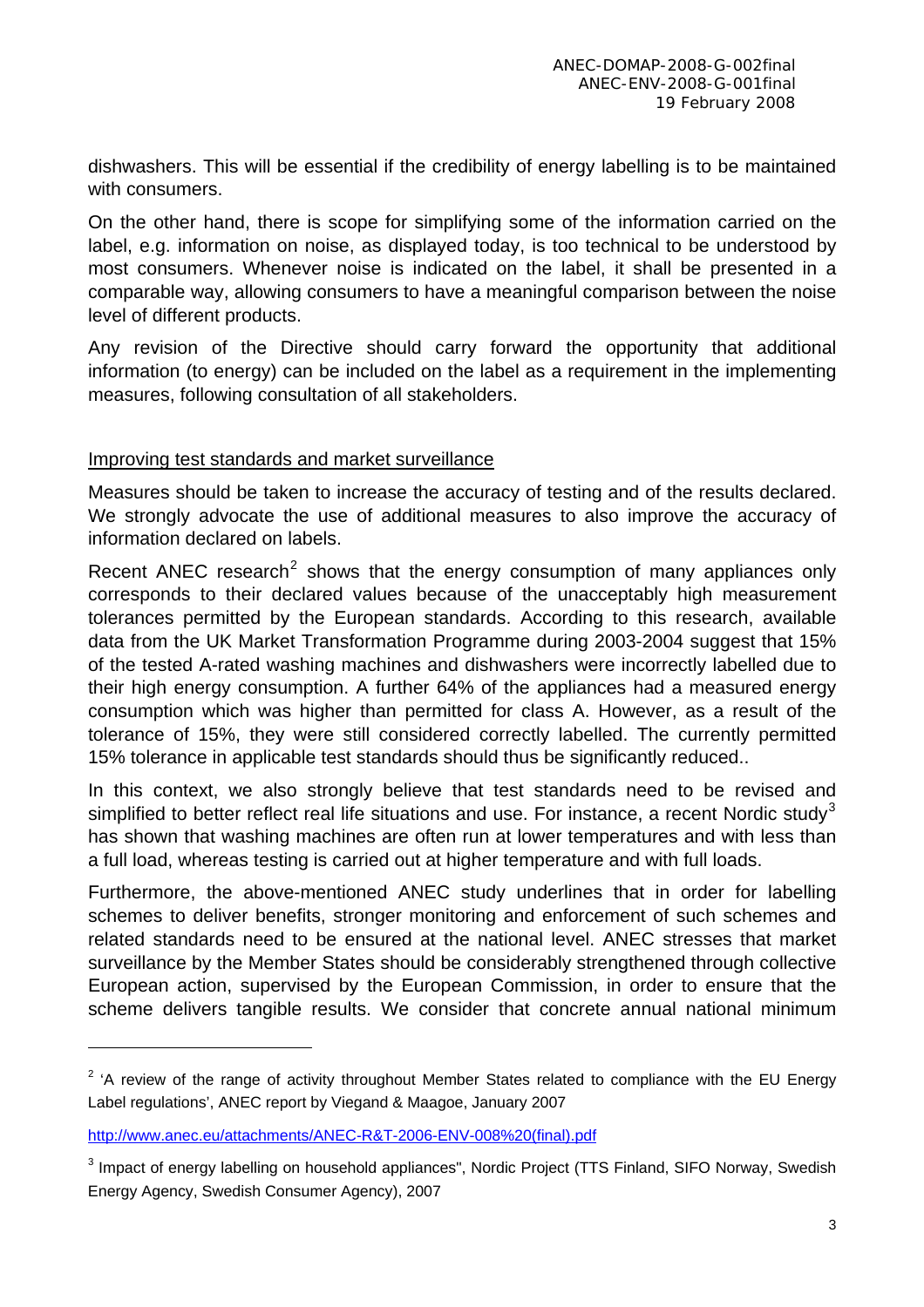dishwashers. This will be essential if the credibility of energy labelling is to be maintained with consumers.

On the other hand, there is scope for simplifying some of the information carried on the label, e.g. information on noise, as displayed today, is too technical to be understood by most consumers. Whenever noise is indicated on the label, it shall be presented in a comparable way, allowing consumers to have a meaningful comparison between the noise level of different products.

Any revision of the Directive should carry forward the opportunity that additional information (to energy) can be included on the label as a requirement in the implementing measures, following consultation of all stakeholders.

## Improving test standards and market surveillance

Measures should be taken to increase the accuracy of testing and of the results declared. We strongly advocate the use of additional measures to also improve the accuracy of information declared on labels.

Recent ANEC research[2] shows that the energy consumption of many appliances only corresponds to their declared values because of the unacceptably high measurement tolerances permitted by the European standards. According to this research, available data from the UK Market Transformation Programme during 2003-2004 suggest that 15% of the tested A-rated washing machines and dishwashers were incorrectly labelled due to their high energy consumption. A further 64% of the appliances had a measured energy consumption which was higher than permitted for class A. However, as a result of the tolerance of 15%, they were still considered correctly labelled. The currently permitted 15% tolerance in applicable test standards should thus be significantly reduced..

In this context, we also strongly believe that test standards need to be revised and simplified to better reflect real life situations and use. For instance, a recent Nordic study[3] has shown that washing machines are often run at lower temperatures and with less than a full load, whereas testing is carried out at higher temperature and with full loads.

Furthermore, the above-mentioned ANEC study underlines that in order for labelling schemes to deliver benefits, stronger monitoring and enforcement of such schemes and related standards need to be ensured at the national level. ANEC stresses that market surveillance by the Member States should be considerably strengthened through collective European action, supervised by the European Commission, in order to ensure that the scheme delivers tangible results. We consider that concrete annual national minimum

---

[2] 'A review of the range of activity throughout Member States related to compliance with the EU Energy Label regulations', ANEC report by Viegand & Maagoe, January 2007

http://www.anec.eu/attachments/ANEC-R&T-2006-ENV-008%20(final).pdf

[3] Impact of energy labelling on household appliances", Nordic Project (TTS Finland, SIFO Norway, Swedish Energy Agency, Swedish Consumer Agency), 2007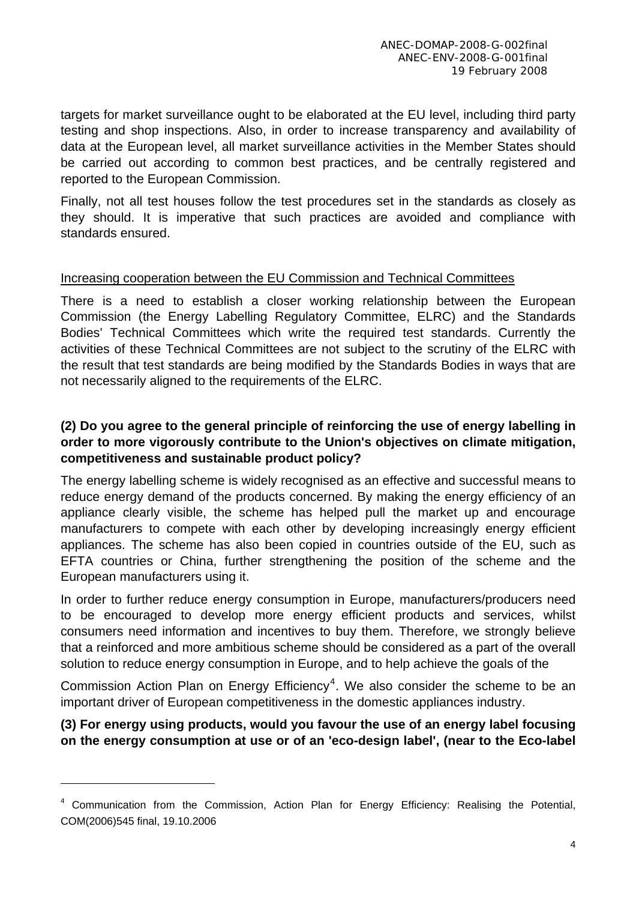targets for market surveillance ought to be elaborated at the EU level, including third party testing and shop inspections. Also, in order to increase transparency and availability of data at the European level, all market surveillance activities in the Member States should be carried out according to common best practices, and be centrally registered and reported to the European Commission.

Finally, not all test houses follow the test procedures set in the standards as closely as they should. It is imperative that such practices are avoided and compliance with standards ensured.

<u>Increasing cooperation between the EU Commission and Technical Committees</u>

There is a need to establish a closer working relationship between the European Commission (the Energy Labelling Regulatory Committee, ELRC) and the Standards Bodies' Technical Committees which write the required test standards. Currently the activities of these Technical Committees are not subject to the scrutiny of the ELRC with the result that test standards are being modified by the Standards Bodies in ways that are not necessarily aligned to the requirements of the ELRC.

**(2) Do you agree to the general principle of reinforcing the use of energy labelling in order to more vigorously contribute to the Union's objectives on climate mitigation, competitiveness and sustainable product policy?**

The energy labelling scheme is widely recognised as an effective and successful means to reduce energy demand of the products concerned. By making the energy efficiency of an appliance clearly visible, the scheme has helped pull the market up and encourage manufacturers to compete with each other by developing increasingly energy efficient appliances. The scheme has also been copied in countries outside of the EU, such as EFTA countries or China, further strengthening the position of the scheme and the European manufacturers using it.

In order to further reduce energy consumption in Europe, manufacturers/producers need to be encouraged to develop more energy efficient products and services, whilst consumers need information and incentives to buy them. Therefore, we strongly believe that a reinforced and more ambitious scheme should be considered as a part of the overall solution to reduce energy consumption in Europe, and to help achieve the goals of the Commission Action Plan on Energy Efficiency[4]. We also consider the scheme to be an important driver of European competitiveness in the domestic appliances industry.

**(3) For energy using products, would you favour the use of an energy label focusing on the energy consumption at use or of an 'eco-design label', (near to the Eco-label**

[4] Communication from the Commission, Action Plan for Energy Efficiency: Realising the Potential, COM(2006)545 final, 19.10.2006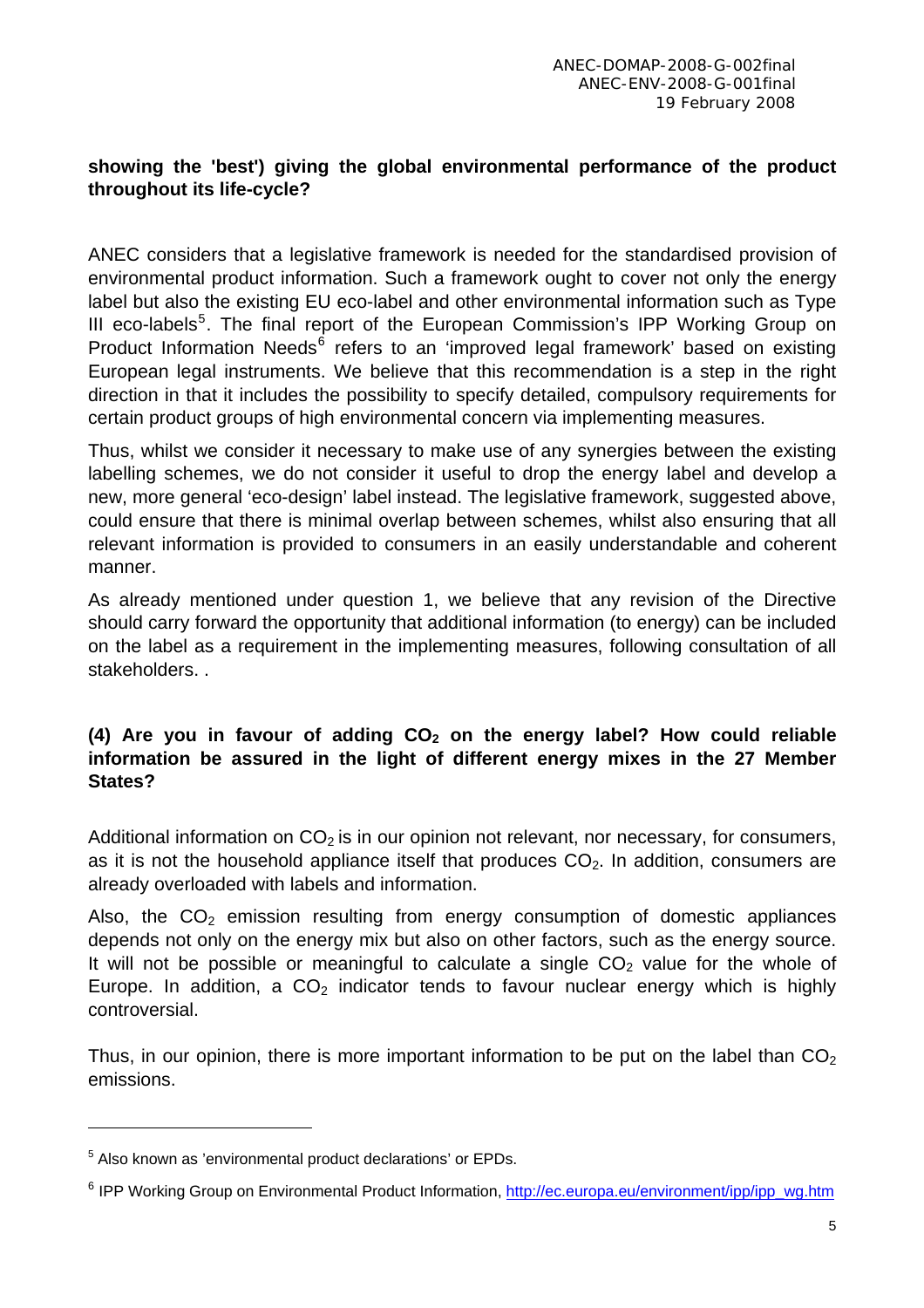**showing the 'best') giving the global environmental performance of the product throughout its life-cycle?**

ANEC considers that a legislative framework is needed for the standardised provision of environmental product information. Such a framework ought to cover not only the energy label but also the existing EU eco-label and other environmental information such as Type III eco-labels[5]. The final report of the European Commission's IPP Working Group on Product Information Needs[6] refers to an 'improved legal framework' based on existing European legal instruments. We believe that this recommendation is a step in the right direction in that it includes the possibility to specify detailed, compulsory requirements for certain product groups of high environmental concern via implementing measures.

Thus, whilst we consider it necessary to make use of any synergies between the existing labelling schemes, we do not consider it useful to drop the energy label and develop a new, more general 'eco-design' label instead. The legislative framework, suggested above, could ensure that there is minimal overlap between schemes, whilst also ensuring that all relevant information is provided to consumers in an easily understandable and coherent manner.

As already mentioned under question 1, we believe that any revision of the Directive should carry forward the opportunity that additional information (to energy) can be included on the label as a requirement in the implementing measures, following consultation of all stakeholders. .

**(4) Are you in favour of adding $CO_2$ on the energy label? How could reliable information be assured in the light of different energy mixes in the 27 Member States?**

Additional information on $CO_2$ is in our opinion not relevant, nor necessary, for consumers, as it is not the household appliance itself that produces $CO_2$. In addition, consumers are already overloaded with labels and information.

Also, the $CO_2$ emission resulting from energy consumption of domestic appliances depends not only on the energy mix but also on other factors, such as the energy source. It will not be possible or meaningful to calculate a single $CO_2$ value for the whole of Europe. In addition, a $CO_2$ indicator tends to favour nuclear energy which is highly controversial.

Thus, in our opinion, there is more important information to be put on the label than $CO_2$ emissions.

---

[5] Also known as 'environmental product declarations' or EPDs.

[6] IPP Working Group on Environmental Product Information, http://ec.europa.eu/environment/ipp/ipp_wg.htm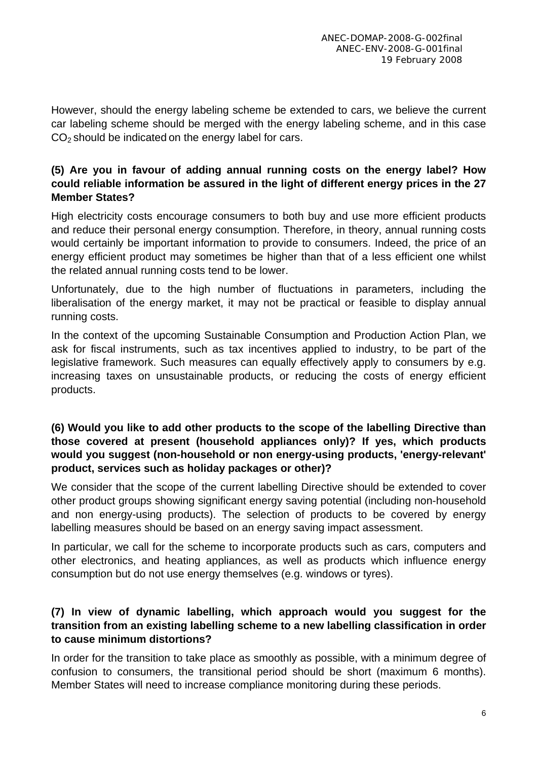However, should the energy labeling scheme be extended to cars, we believe the current car labeling scheme should be merged with the energy labeling scheme, and in this case $CO_2$ should be indicated on the energy label for cars.

**(5) Are you in favour of adding annual running costs on the energy label? How could reliable information be assured in the light of different energy prices in the 27 Member States?**

High electricity costs encourage consumers to both buy and use more efficient products and reduce their personal energy consumption. Therefore, in theory, annual running costs would certainly be important information to provide to consumers. Indeed, the price of an energy efficient product may sometimes be higher than that of a less efficient one whilst the related annual running costs tend to be lower.

Unfortunately, due to the high number of fluctuations in parameters, including the liberalisation of the energy market, it may not be practical or feasible to display annual running costs.

In the context of the upcoming Sustainable Consumption and Production Action Plan, we ask for fiscal instruments, such as tax incentives applied to industry, to be part of the legislative framework. Such measures can equally effectively apply to consumers by e.g. increasing taxes on unsustainable products, or reducing the costs of energy efficient products.

**(6) Would you like to add other products to the scope of the labelling Directive than those covered at present (household appliances only)? If yes, which products would you suggest (non-household or non energy-using products, 'energy-relevant' product, services such as holiday packages or other)?**

We consider that the scope of the current labelling Directive should be extended to cover other product groups showing significant energy saving potential (including non-household and non energy-using products). The selection of products to be covered by energy labelling measures should be based on an energy saving impact assessment.

In particular, we call for the scheme to incorporate products such as cars, computers and other electronics, and heating appliances, as well as products which influence energy consumption but do not use energy themselves (e.g. windows or tyres).

**(7) In view of dynamic labelling, which approach would you suggest for the transition from an existing labelling scheme to a new labelling classification in order to cause minimum distortions?**

In order for the transition to take place as smoothly as possible, with a minimum degree of confusion to consumers, the transitional period should be short (maximum 6 months). Member States will need to increase compliance monitoring during these periods.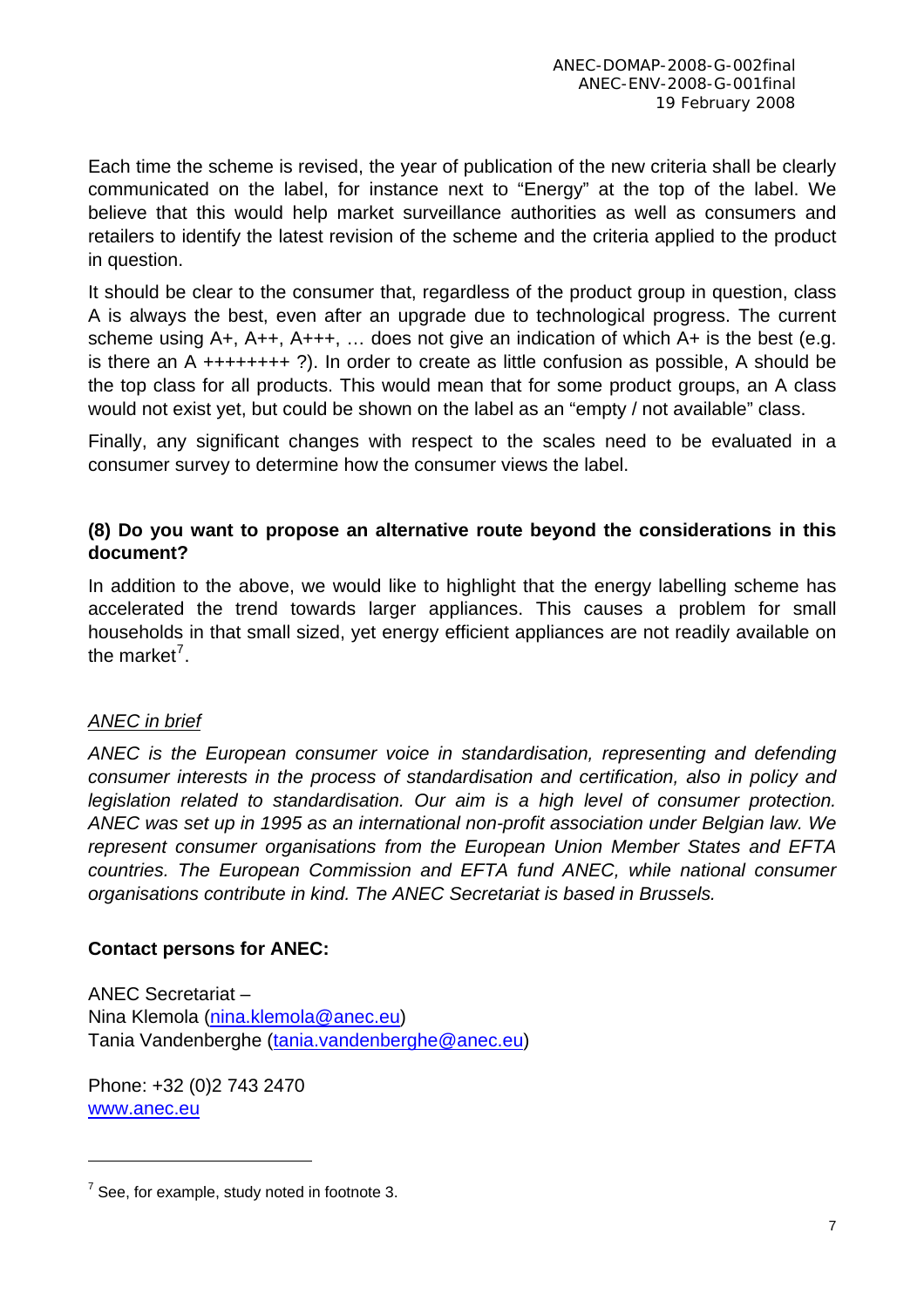Each time the scheme is revised, the year of publication of the new criteria shall be clearly communicated on the label, for instance next to "Energy" at the top of the label. We believe that this would help market surveillance authorities as well as consumers and retailers to identify the latest revision of the scheme and the criteria applied to the product in question.

It should be clear to the consumer that, regardless of the product group in question, class A is always the best, even after an upgrade due to technological progress. The current scheme using A+, A++, A+++, … does not give an indication of which A+ is the best (e.g. is there an A ++++++++ ?). In order to create as little confusion as possible, A should be the top class for all products. This would mean that for some product groups, an A class would not exist yet, but could be shown on the label as an "empty / not available" class.

Finally, any significant changes with respect to the scales need to be evaluated in a consumer survey to determine how the consumer views the label.

**(8) Do you want to propose an alternative route beyond the considerations in this document?**

In addition to the above, we would like to highlight that the energy labelling scheme has accelerated the trend towards larger appliances. This causes a problem for small households in that small sized, yet energy efficient appliances are not readily available on the market[7].

*ANEC in brief*

*ANEC is the European consumer voice in standardisation, representing and defending consumer interests in the process of standardisation and certification, also in policy and legislation related to standardisation. Our aim is a high level of consumer protection. ANEC was set up in 1995 as an international non-profit association under Belgian law. We represent consumer organisations from the European Union Member States and EFTA countries. The European Commission and EFTA fund ANEC, while national consumer organisations contribute in kind. The ANEC Secretariat is based in Brussels.*

**Contact persons for ANEC:**

ANEC Secretariat –
Nina Klemola (nina.klemola@anec.eu)
Tania Vandenberghe (tania.vandenberghe@anec.eu)

Phone: +32 (0)2 743 2470
www.anec.eu

---

[7] See, for example, study noted in footnote 3.